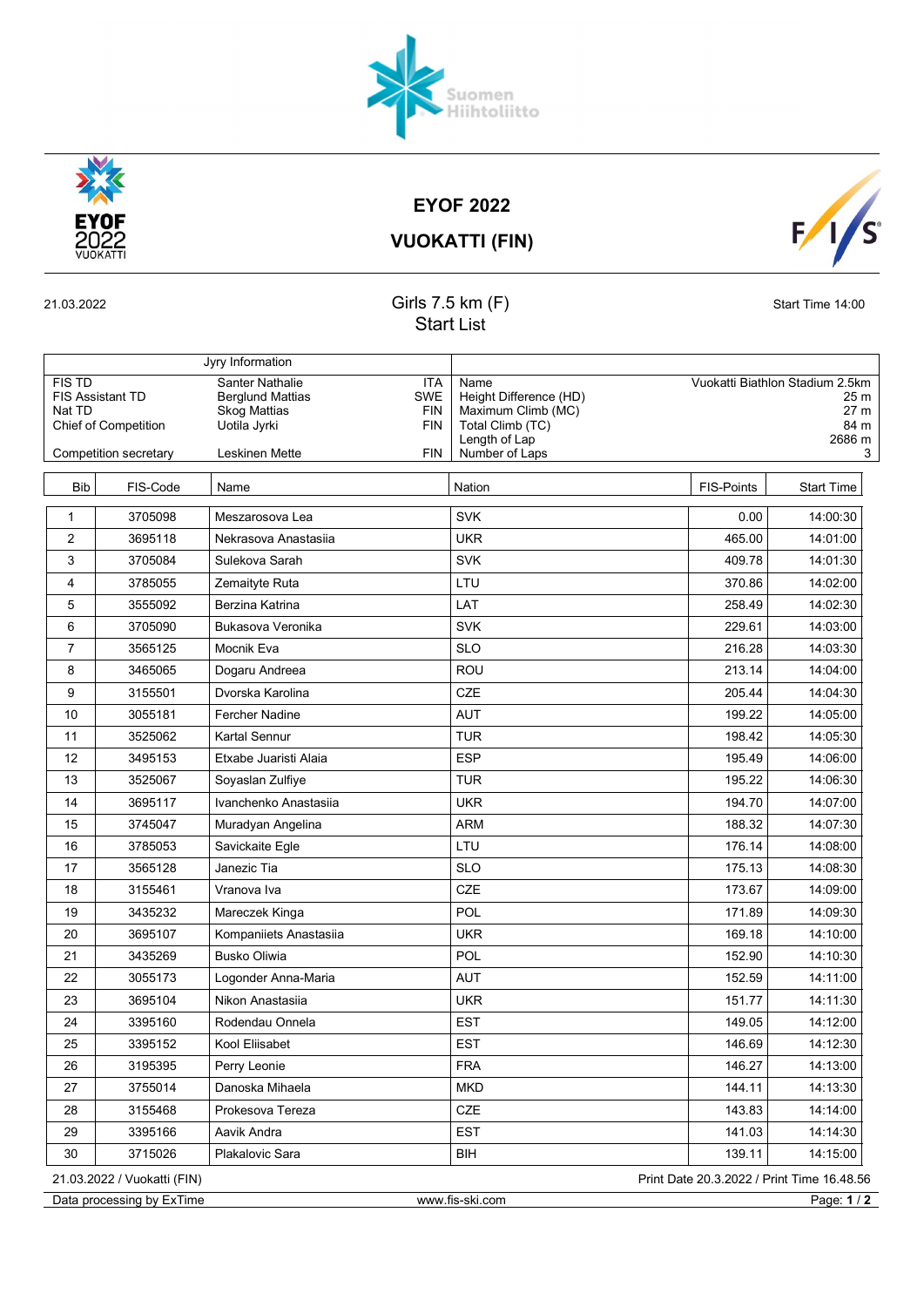# EYOF 2022

## VUOKATTI (FIN)

21.03.2022

### Girls 7.5 km (F)
### Start List

Start Time 14:00

| Jyry Information | | | |
|---|---|---|---|
| FIS TD | Santer Nathalie | ITA | |
| FIS Assistant TD | Berglund Mattias | SWE | |
| Nat TD | Skog Mattias | FIN | |
| Chief of Competition | Uotila Jyrki | FIN | |
| Competition secretary | Leskinen Mette | FIN | |

| Name | Vuokatti Biathlon Stadium 2.5km |
|---|---|
| Height Difference (HD) | 25 m |
| Maximum Climb (MC) | 27 m |
| Total Climb (TC) | 84 m |
| Length of Lap | 2686 m |
| Number of Laps | 3 |

| Bib | FIS-Code | Name | Nation | FIS-Points | Start Time |
|---|---|---|---|---|---|
| 1 | 3705098 | Meszarosova Lea | SVK | 0.00 | 14:00:30 |
| 2 | 3695118 | Nekrasova Anastasiia | UKR | 465.00 | 14:01:00 |
| 3 | 3705084 | Sulekova Sarah | SVK | 409.78 | 14:01:30 |
| 4 | 3785055 | Zemaityte Ruta | LTU | 370.86 | 14:02:00 |
| 5 | 3555092 | Berzina Katrina | LAT | 258.49 | 14:02:30 |
| 6 | 3705090 | Bukasova Veronika | SVK | 229.61 | 14:03:00 |
| 7 | 3565125 | Mocnik Eva | SLO | 216.28 | 14:03:30 |
| 8 | 3465065 | Dogaru Andreea | ROU | 213.14 | 14:04:00 |
| 9 | 3155501 | Dvorska Karolina | CZE | 205.44 | 14:04:30 |
| 10 | 3055181 | Fercher Nadine | AUT | 199.22 | 14:05:00 |
| 11 | 3525062 | Kartal Sennur | TUR | 198.42 | 14:05:30 |
| 12 | 3495153 | Etxabe Juaristi Alaia | ESP | 195.49 | 14:06:00 |
| 13 | 3525067 | Soyaslan Zulfiye | TUR | 195.22 | 14:06:30 |
| 14 | 3695117 | Ivanchenko Anastasiia | UKR | 194.70 | 14:07:00 |
| 15 | 3745047 | Muradyan Angelina | ARM | 188.32 | 14:07:30 |
| 16 | 3785053 | Savickaite Egle | LTU | 176.14 | 14:08:00 |
| 17 | 3565128 | Janezic Tia | SLO | 175.13 | 14:08:30 |
| 18 | 3155461 | Vranova Iva | CZE | 173.67 | 14:09:00 |
| 19 | 3435232 | Mareczek Kinga | POL | 171.89 | 14:09:30 |
| 20 | 3695107 | Kompaniiets Anastasiia | UKR | 169.18 | 14:10:00 |
| 21 | 3435269 | Busko Oliwia | POL | 152.90 | 14:10:30 |
| 22 | 3055173 | Logonder Anna-Maria | AUT | 152.59 | 14:11:00 |
| 23 | 3695104 | Nikon Anastasiia | UKR | 151.77 | 14:11:30 |
| 24 | 3395160 | Rodendau Onnela | EST | 149.05 | 14:12:00 |
| 25 | 3395152 | Kool Eliisabet | EST | 146.69 | 14:12:30 |
| 26 | 3195395 | Perry Leonie | FRA | 146.27 | 14:13:00 |
| 27 | 3755014 | Danoska Mihaela | MKD | 144.11 | 14:13:30 |
| 28 | 3155468 | Prokesova Tereza | CZE | 143.83 | 14:14:00 |
| 29 | 3395166 | Aavik Andra | EST | 141.03 | 14:14:30 |
| 30 | 3715026 | Plakalovic Sara | BIH | 139.11 | 14:15:00 |

21.03.2022 / Vuokatti (FIN) — Print Date 20.3.2022 / Print Time 16.48.56

Data processing by ExTime — www.fis-ski.com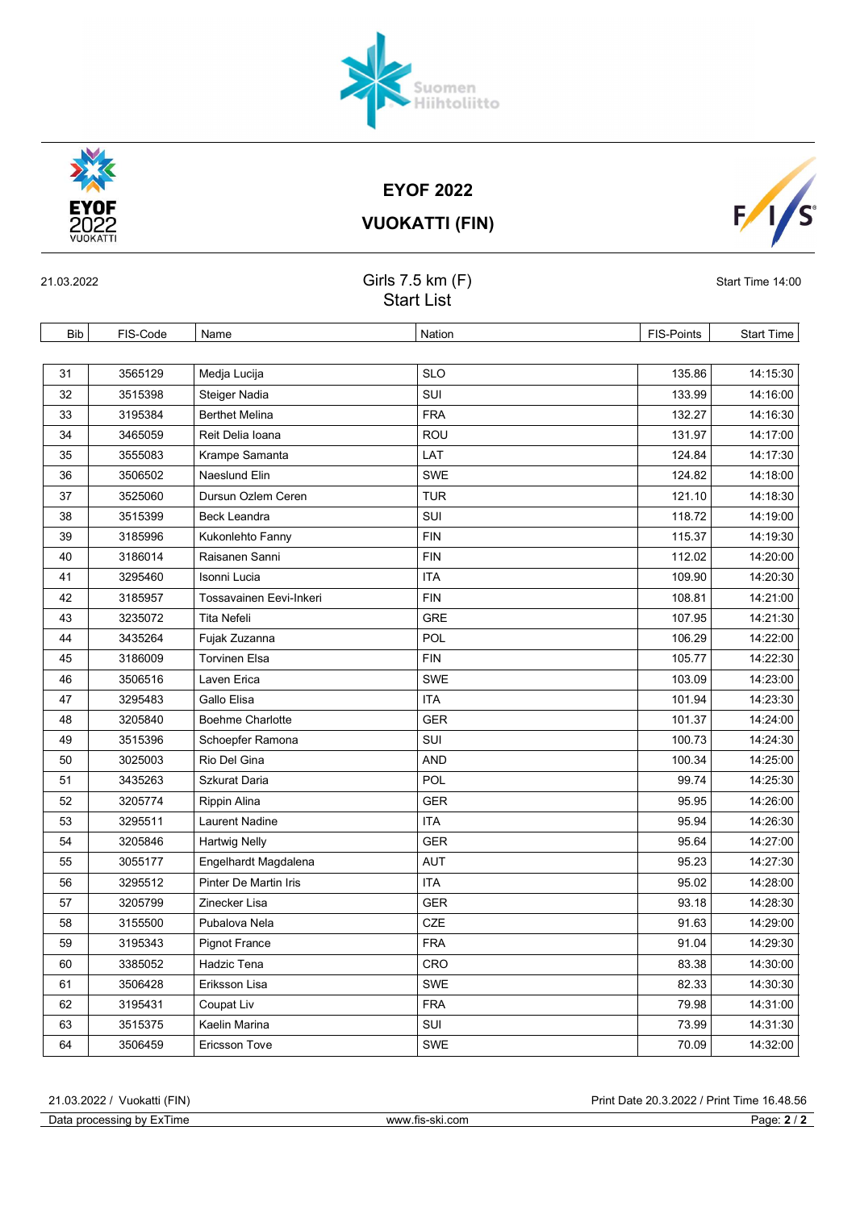# EYOF 2022

## VUOKATTI (FIN)

21.03.2022

Girls 7.5 km (F)

Start List

Start Time 14:00

| Bib | FIS-Code | Name | Nation | FIS-Points | Start Time |
|---|---|---|---|---|---|
| 31 | 3565129 | Medja Lucija | SLO | 135.86 | 14:15:30 |
| 32 | 3515398 | Steiger Nadia | SUI | 133.99 | 14:16:00 |
| 33 | 3195384 | Berthet Melina | FRA | 132.27 | 14:16:30 |
| 34 | 3465059 | Reit Delia Ioana | ROU | 131.97 | 14:17:00 |
| 35 | 3555083 | Krampe Samanta | LAT | 124.84 | 14:17:30 |
| 36 | 3506502 | Naeslund Elin | SWE | 124.82 | 14:18:00 |
| 37 | 3525060 | Dursun Ozlem Ceren | TUR | 121.10 | 14:18:30 |
| 38 | 3515399 | Beck Leandra | SUI | 118.72 | 14:19:00 |
| 39 | 3185996 | Kukonlehto Fanny | FIN | 115.37 | 14:19:30 |
| 40 | 3186014 | Raisanen Sanni | FIN | 112.02 | 14:20:00 |
| 41 | 3295460 | Isonni Lucia | ITA | 109.90 | 14:20:30 |
| 42 | 3185957 | Tossavainen Eevi-Inkeri | FIN | 108.81 | 14:21:00 |
| 43 | 3235072 | Tita Nefeli | GRE | 107.95 | 14:21:30 |
| 44 | 3435264 | Fujak Zuzanna | POL | 106.29 | 14:22:00 |
| 45 | 3186009 | Torvinen Elsa | FIN | 105.77 | 14:22:30 |
| 46 | 3506516 | Laven Erica | SWE | 103.09 | 14:23:00 |
| 47 | 3295483 | Gallo Elisa | ITA | 101.94 | 14:23:30 |
| 48 | 3205840 | Boehme Charlotte | GER | 101.37 | 14:24:00 |
| 49 | 3515396 | Schoepfer Ramona | SUI | 100.73 | 14:24:30 |
| 50 | 3025003 | Rio Del Gina | AND | 100.34 | 14:25:00 |
| 51 | 3435263 | Szkurat Daria | POL | 99.74 | 14:25:30 |
| 52 | 3205774 | Rippin Alina | GER | 95.95 | 14:26:00 |
| 53 | 3295511 | Laurent Nadine | ITA | 95.94 | 14:26:30 |
| 54 | 3205846 | Hartwig Nelly | GER | 95.64 | 14:27:00 |
| 55 | 3055177 | Engelhardt Magdalena | AUT | 95.23 | 14:27:30 |
| 56 | 3295512 | Pinter De Martin Iris | ITA | 95.02 | 14:28:00 |
| 57 | 3205799 | Zinecker Lisa | GER | 93.18 | 14:28:30 |
| 58 | 3155500 | Pubalova Nela | CZE | 91.63 | 14:29:00 |
| 59 | 3195343 | Pignot France | FRA | 91.04 | 14:29:30 |
| 60 | 3385052 | Hadzic Tena | CRO | 83.38 | 14:30:00 |
| 61 | 3506428 | Eriksson Lisa | SWE | 82.33 | 14:30:30 |
| 62 | 3195431 | Coupat Liv | FRA | 79.98 | 14:31:00 |
| 63 | 3515375 | Kaelin Marina | SUI | 73.99 | 14:31:30 |
| 64 | 3506459 | Ericsson Tove | SWE | 70.09 | 14:32:00 |

21.03.2022 / Vuokatti (FIN)

Print Date 20.3.2022 / Print Time 16.48.56

Data processing by ExTime

www.fis-ski.com